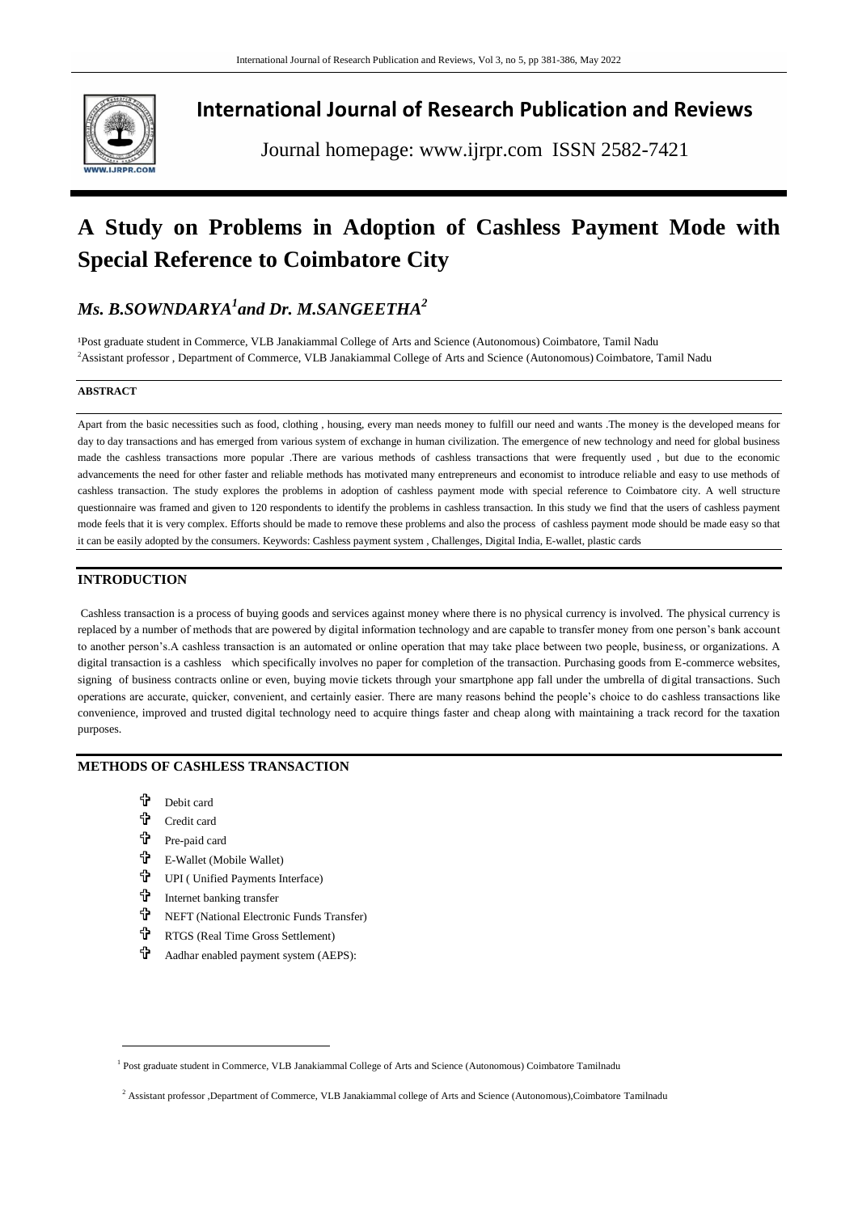# International Journal of Research Publication and Reviews

Journal homepage: www.ijrpr.com ISSN 2582-7421

# A Study on Problems in Adoption of Cashless Payment Mode with Special Reference to Coimbatore City

## *Ms. B.SOWNDARYA[1] and Dr. M.SANGEETHA[2]*

[1]Post graduate student in Commerce, VLB Janakiammal College of Arts and Science (Autonomous) Coimbatore, Tamil Nadu
[2]Assistant professor , Department of Commerce, VLB Janakiammal College of Arts and Science (Autonomous) Coimbatore, Tamil Nadu

**ABSTRACT**

Apart from the basic necessities such as food, clothing , housing, every man needs money to fulfill our need and wants .The money is the developed means for day to day transactions and has emerged from various system of exchange in human civilization. The emergence of new technology and need for global business made the cashless transactions more popular .There are various methods of cashless transactions that were frequently used , but due to the economic advancements the need for other faster and reliable methods has motivated many entrepreneurs and economist to introduce reliable and easy to use methods of cashless transaction. The study explores the problems in adoption of cashless payment mode with special reference to Coimbatore city. A well structure questionnaire was framed and given to 120 respondents to identify the problems in cashless transaction. In this study we find that the users of cashless payment mode feels that it is very complex. Efforts should be made to remove these problems and also the process of cashless payment mode should be made easy so that it can be easily adopted by the consumers. Keywords: Cashless payment system , Challenges, Digital India, E-wallet, plastic cards

## INTRODUCTION

Cashless transaction is a process of buying goods and services against money where there is no physical currency is involved. The physical currency is replaced by a number of methods that are powered by digital information technology and are capable to transfer money from one person's bank account to another person's.A cashless transaction is an automated or online operation that may take place between two people, business, or organizations. A digital transaction is a cashless which specifically involves no paper for completion of the transaction. Purchasing goods from E-commerce websites, signing of business contracts online or even, buying movie tickets through your smartphone app fall under the umbrella of digital transactions. Such operations are accurate, quicker, convenient, and certainly easier. There are many reasons behind the people's choice to do cashless transactions like convenience, improved and trusted digital technology need to acquire things faster and cheap along with maintaining a track record for the taxation purposes.

## METHODS OF CASHLESS TRANSACTION

- Debit card
- Credit card
- Pre-paid card
- E-Wallet (Mobile Wallet)
- UPI ( Unified Payments Interface)
- Internet banking transfer
- NEFT (National Electronic Funds Transfer)
- RTGS (Real Time Gross Settlement)
- Aadhar enabled payment system (AEPS):

---

[1] Post graduate student in Commerce, VLB Janakiammal College of Arts and Science (Autonomous) Coimbatore Tamilnadu

[2] Assistant professor ,Department of Commerce, VLB Janakiammal college of Arts and Science (Autonomous),Coimbatore Tamilnadu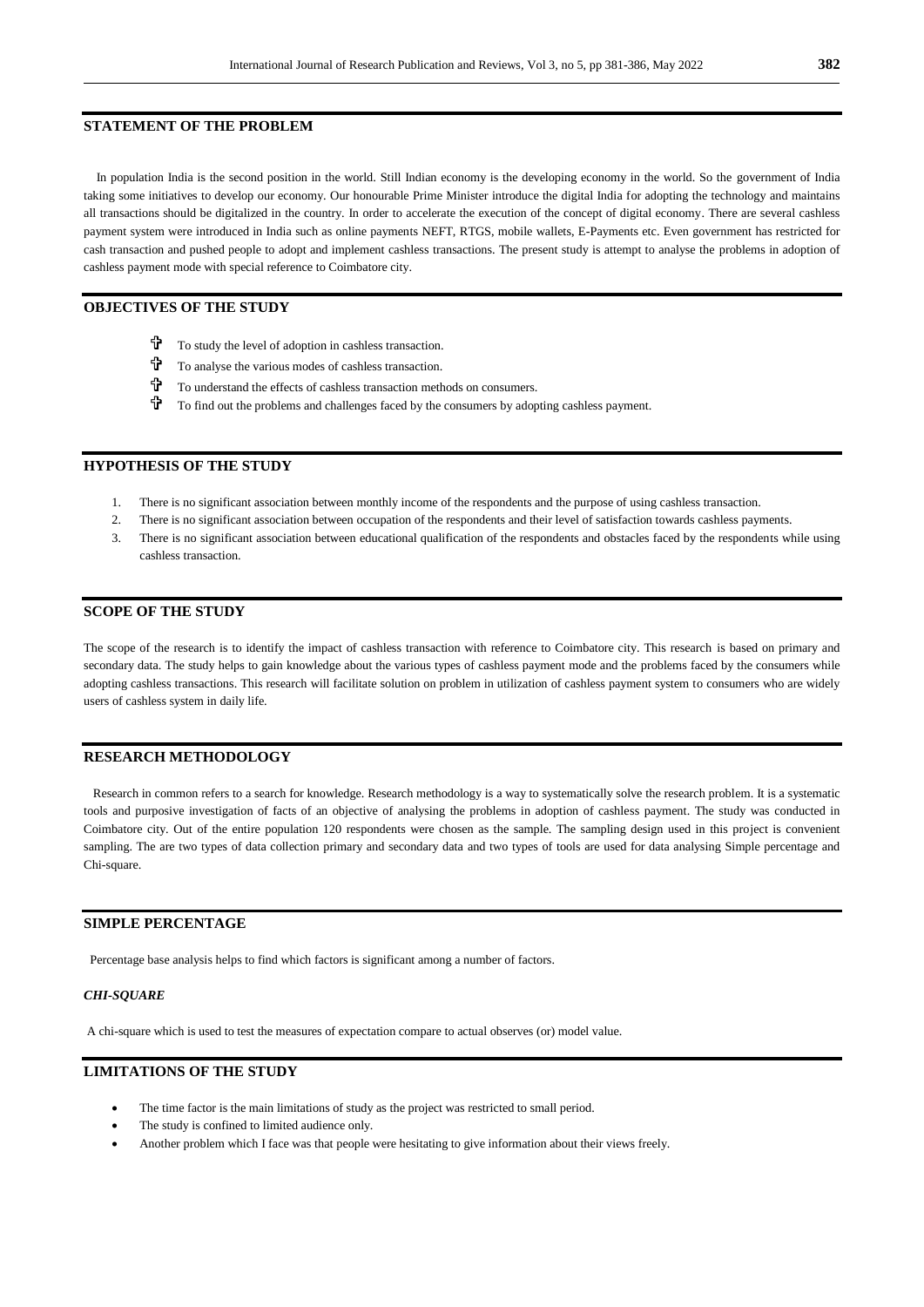## STATEMENT OF THE PROBLEM

In population India is the second position in the world. Still Indian economy is the developing economy in the world. So the government of India taking some initiatives to develop our economy. Our honourable Prime Minister introduce the digital India for adopting the technology and maintains all transactions should be digitalized in the country. In order to accelerate the execution of the concept of digital economy. There are several cashless payment system were introduced in India such as online payments NEFT, RTGS, mobile wallets, E-Payments etc. Even government has restricted for cash transaction and pushed people to adopt and implement cashless transactions. The present study is attempt to analyse the problems in adoption of cashless payment mode with special reference to Coimbatore city.

## OBJECTIVES OF THE STUDY

- To study the level of adoption in cashless transaction.
- To analyse the various modes of cashless transaction.
- To understand the effects of cashless transaction methods on consumers.
- To find out the problems and challenges faced by the consumers by adopting cashless payment.

## HYPOTHESIS OF THE STUDY

1. There is no significant association between monthly income of the respondents and the purpose of using cashless transaction.
2. There is no significant association between occupation of the respondents and their level of satisfaction towards cashless payments.
3. There is no significant association between educational qualification of the respondents and obstacles faced by the respondents while using cashless transaction.

## SCOPE OF THE STUDY

The scope of the research is to identify the impact of cashless transaction with reference to Coimbatore city. This research is based on primary and secondary data. The study helps to gain knowledge about the various types of cashless payment mode and the problems faced by the consumers while adopting cashless transactions. This research will facilitate solution on problem in utilization of cashless payment system to consumers who are widely users of cashless system in daily life.

## RESEARCH METHODOLOGY

Research in common refers to a search for knowledge. Research methodology is a way to systematically solve the research problem. It is a systematic tools and purposive investigation of facts of an objective of analysing the problems in adoption of cashless payment. The study was conducted in Coimbatore city. Out of the entire population 120 respondents were chosen as the sample. The sampling design used in this project is convenient sampling. The are two types of data collection primary and secondary data and two types of tools are used for data analysing Simple percentage and Chi-square.

## SIMPLE PERCENTAGE

Percentage base analysis helps to find which factors is significant among a number of factors.

### *CHI-SQUARE*

A chi-square which is used to test the measures of expectation compare to actual observes (or) model value.

## LIMITATIONS OF THE STUDY

- The time factor is the main limitations of study as the project was restricted to small period.
- The study is confined to limited audience only.
- Another problem which I face was that people were hesitating to give information about their views freely.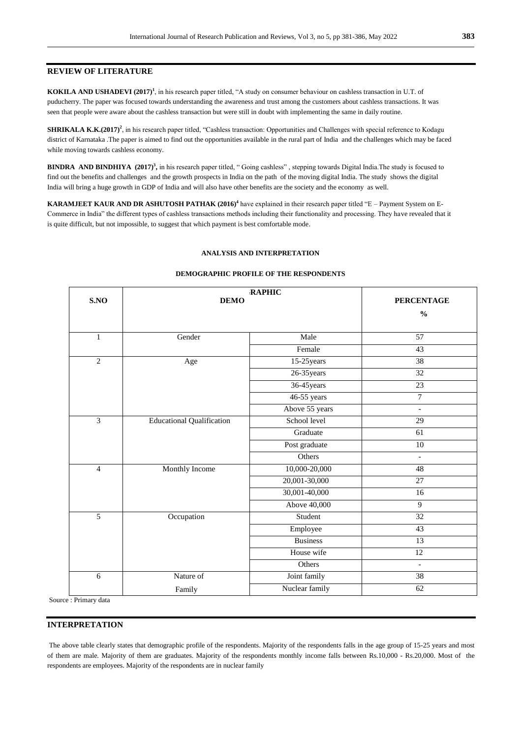## REVIEW OF LITERATURE

**KOKILA AND USHADEVI (2017)[1]**, in his research paper titled, "A study on consumer behaviour on cashless transaction in U.T. of puducherry. The paper was focused towards understanding the awareness and trust among the customers about cashless transactions. It was seen that people were aware about the cashless transaction but were still in doubt with implementing the same in daily routine.

**SHRIKALA K.K.(2017)[2]**, in his research paper titled, "Cashless transaction: Opportunities and Challenges with special reference to Kodagu district of Karnataka .The paper is aimed to find out the opportunities available in the rural part of India and the challenges which may be faced while moving towards cashless economy.

**BINDRA AND BINDHIYA (2017)[3],** in his research paper titled, " Going cashless" , stepping towards Digital India.The study is focused to find out the benefits and challenges and the growth prospects in India on the path of the moving digital India. The study shows the digital India will bring a huge growth in GDP of India and will also have other benefits are the society and the economy as well.

**KARAMJEET KAUR AND DR ASHUTOSH PATHAK (2016)[4]** have explained in their research paper titled "E – Payment System on E-Commerce in India" the different types of cashless transactions methods including their functionality and processing. They have revealed that it is quite difficult, but not impossible, to suggest that which payment is best comfortable mode.

### ANALYSIS AND INTERPRETATION

#### DEMOGRAPHIC PROFILE OF THE RESPONDENTS

| S.NO | DEMOGRAPHIC | | PERCENTAGE % |
|---|---|---|---|
| 1 | Gender | Male | 57 |
| | | Female | 43 |
| 2 | Age | 15-25years | 38 |
| | | 26-35years | 32 |
| | | 36-45years | 23 |
| | | 46-55 years | 7 |
| | | Above 55 years | - |
| 3 | Educational Qualification | School level | 29 |
| | | Graduate | 61 |
| | | Post graduate | 10 |
| | | Others | - |
| 4 | Monthly Income | 10,000-20,000 | 48 |
| | | 20,001-30,000 | 27 |
| | | 30,001-40,000 | 16 |
| | | Above 40,000 | 9 |
| 5 | Occupation | Student | 32 |
| | | Employee | 43 |
| | | Business | 13 |
| | | House wife | 12 |
| | | Others | - |
| 6 | Nature of Family | Joint family | 38 |
| | | Nuclear family | 62 |

Source : Primary data

## INTERPRETATION

The above table clearly states that demographic profile of the respondents. Majority of the respondents falls in the age group of 15-25 years and most of them are male. Majority of them are graduates. Majority of the respondents monthly income falls between Rs.10,000 - Rs.20,000. Most of the respondents are employees. Majority of the respondents are in nuclear family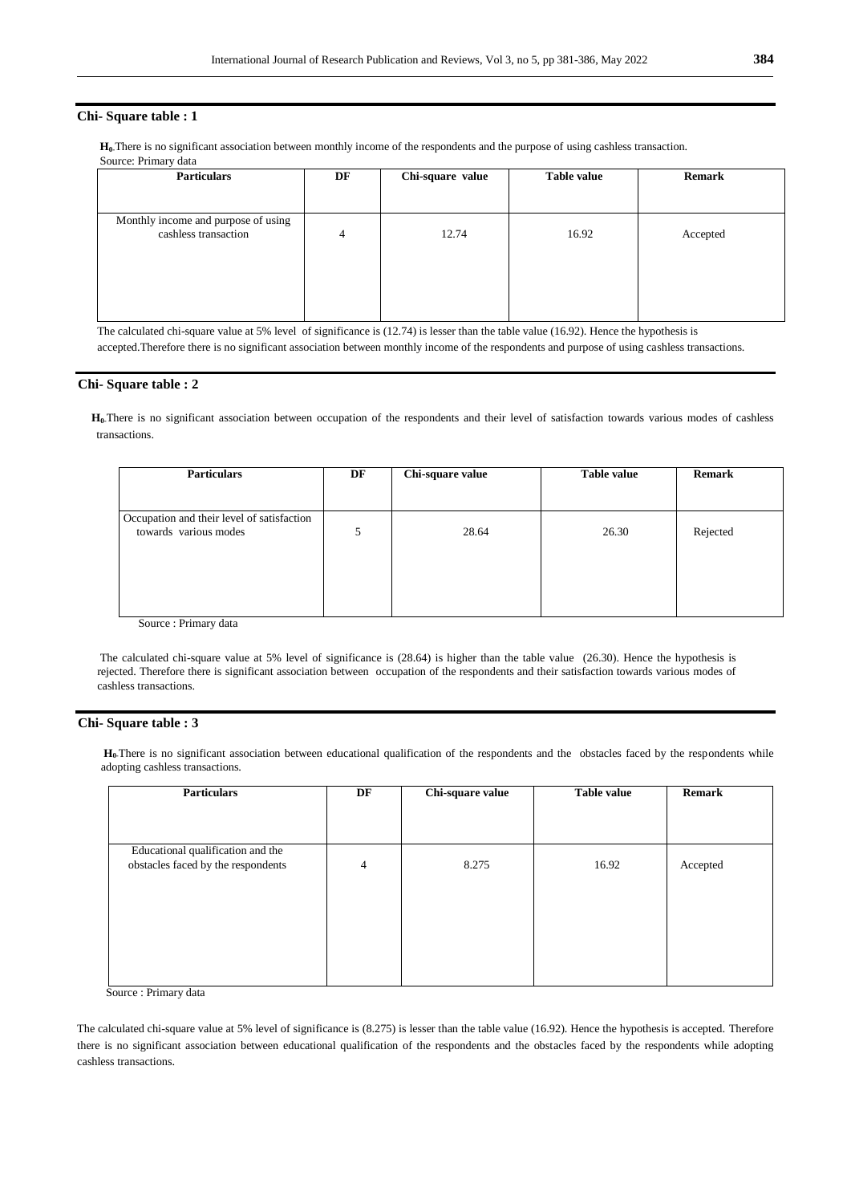### Chi- Square table : 1

**$H_0$**.There is no significant association between monthly income of the respondents and the purpose of using cashless transaction.

Source: Primary data

| Particulars | DF | Chi-square value | Table value | Remark |
|---|---|---|---|---|
| Monthly income and purpose of using cashless transaction | 4 | 12.74 | 16.92 | Accepted |

The calculated chi-square value at 5% level of significance is (12.74) is lesser than the table value (16.92). Hence the hypothesis is accepted.Therefore there is no significant association between monthly income of the respondents and purpose of using cashless transactions.

### Chi- Square table : 2

**$H_0$**.There is no significant association between occupation of the respondents and their level of satisfaction towards various modes of cashless transactions.

| Particulars | DF | Chi-square value | Table value | Remark |
|---|---|---|---|---|
| Occupation and their level of satisfaction towards various modes | 5 | 28.64 | 26.30 | Rejected |

Source : Primary data

The calculated chi-square value at 5% level of significance is (28.64) is higher than the table value (26.30). Hence the hypothesis is rejected. Therefore there is significant association between occupation of the respondents and their satisfaction towards various modes of cashless transactions.

### Chi- Square table : 3

**$H_0$**.There is no significant association between educational qualification of the respondents and the obstacles faced by the respondents while adopting cashless transactions.

| Particulars | DF | Chi-square value | Table value | Remark |
|---|---|---|---|---|
| Educational qualification and the obstacles faced by the respondents | 4 | 8.275 | 16.92 | Accepted |

Source : Primary data

The calculated chi-square value at 5% level of significance is (8.275) is lesser than the table value (16.92). Hence the hypothesis is accepted. Therefore there is no significant association between educational qualification of the respondents and the obstacles faced by the respondents while adopting cashless transactions.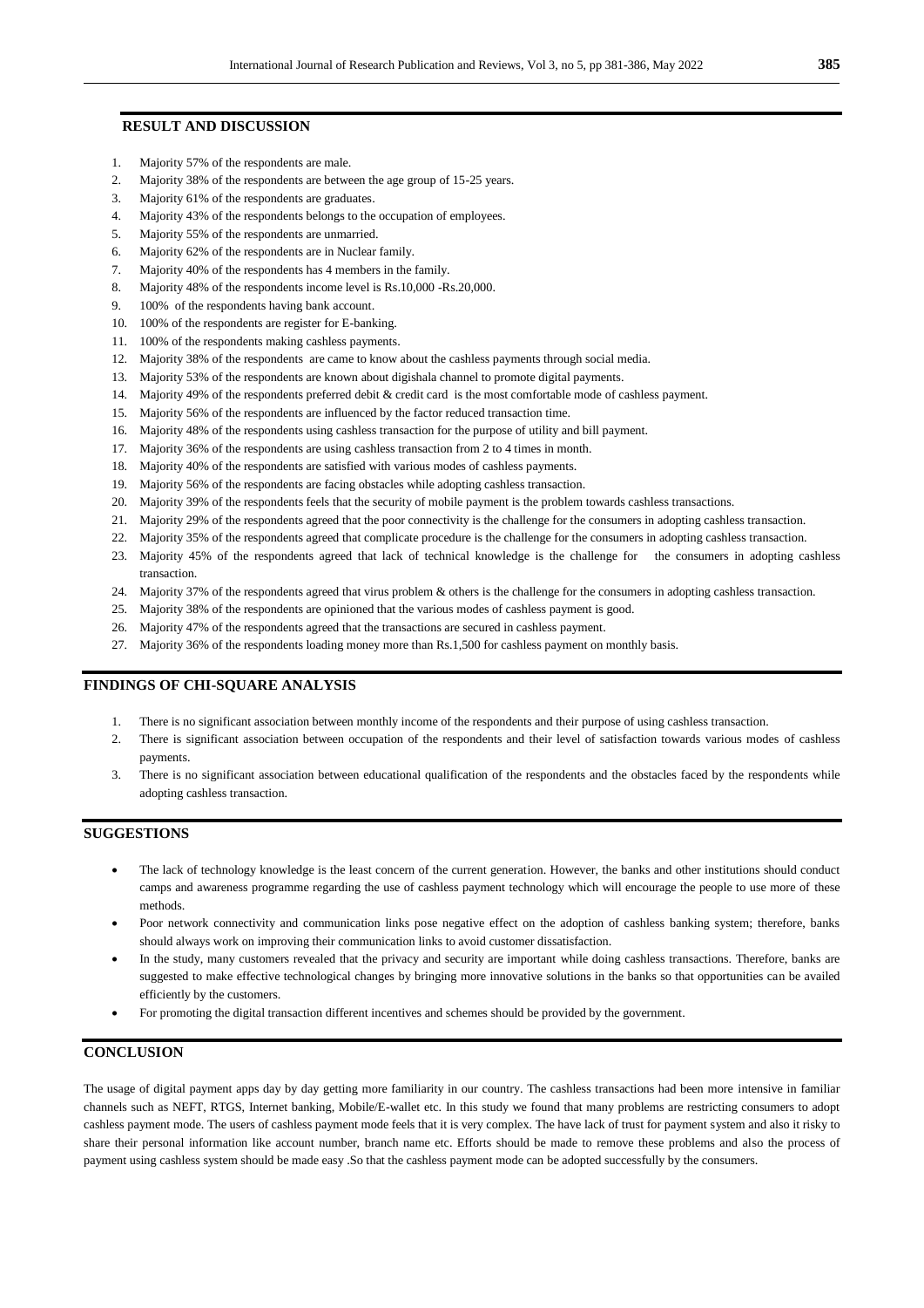## RESULT AND DISCUSSION

1. Majority 57% of the respondents are male.
2. Majority 38% of the respondents are between the age group of 15-25 years.
3. Majority 61% of the respondents are graduates.
4. Majority 43% of the respondents belongs to the occupation of employees.
5. Majority 55% of the respondents are unmarried.
6. Majority 62% of the respondents are in Nuclear family.
7. Majority 40% of the respondents has 4 members in the family.
8. Majority 48% of the respondents income level is Rs.10,000 -Rs.20,000.
9. 100% of the respondents having bank account.
10. 100% of the respondents are register for E-banking.
11. 100% of the respondents making cashless payments.
12. Majority 38% of the respondents are came to know about the cashless payments through social media.
13. Majority 53% of the respondents are known about digishala channel to promote digital payments.
14. Majority 49% of the respondents preferred debit & credit card is the most comfortable mode of cashless payment.
15. Majority 56% of the respondents are influenced by the factor reduced transaction time.
16. Majority 48% of the respondents using cashless transaction for the purpose of utility and bill payment.
17. Majority 36% of the respondents are using cashless transaction from 2 to 4 times in month.
18. Majority 40% of the respondents are satisfied with various modes of cashless payments.
19. Majority 56% of the respondents are facing obstacles while adopting cashless transaction.
20. Majority 39% of the respondents feels that the security of mobile payment is the problem towards cashless transactions.
21. Majority 29% of the respondents agreed that the poor connectivity is the challenge for the consumers in adopting cashless transaction.
22. Majority 35% of the respondents agreed that complicate procedure is the challenge for the consumers in adopting cashless transaction.
23. Majority 45% of the respondents agreed that lack of technical knowledge is the challenge for the consumers in adopting cashless transaction.
24. Majority 37% of the respondents agreed that virus problem & others is the challenge for the consumers in adopting cashless transaction.
25. Majority 38% of the respondents are opinioned that the various modes of cashless payment is good.
26. Majority 47% of the respondents agreed that the transactions are secured in cashless payment.
27. Majority 36% of the respondents loading money more than Rs.1,500 for cashless payment on monthly basis.

## FINDINGS OF CHI-SQUARE ANALYSIS

1. There is no significant association between monthly income of the respondents and their purpose of using cashless transaction.
2. There is significant association between occupation of the respondents and their level of satisfaction towards various modes of cashless payments.
3. There is no significant association between educational qualification of the respondents and the obstacles faced by the respondents while adopting cashless transaction.

## SUGGESTIONS

- The lack of technology knowledge is the least concern of the current generation. However, the banks and other institutions should conduct camps and awareness programme regarding the use of cashless payment technology which will encourage the people to use more of these methods.
- Poor network connectivity and communication links pose negative effect on the adoption of cashless banking system; therefore, banks should always work on improving their communication links to avoid customer dissatisfaction.
- In the study, many customers revealed that the privacy and security are important while doing cashless transactions. Therefore, banks are suggested to make effective technological changes by bringing more innovative solutions in the banks so that opportunities can be availed efficiently by the customers.
- For promoting the digital transaction different incentives and schemes should be provided by the government.

## CONCLUSION

The usage of digital payment apps day by day getting more familiarity in our country. The cashless transactions had been more intensive in familiar channels such as NEFT, RTGS, Internet banking, Mobile/E-wallet etc. In this study we found that many problems are restricting consumers to adopt cashless payment mode. The users of cashless payment mode feels that it is very complex. The have lack of trust for payment system and also it risky to share their personal information like account number, branch name etc. Efforts should be made to remove these problems and also the process of payment using cashless system should be made easy .So that the cashless payment mode can be adopted successfully by the consumers.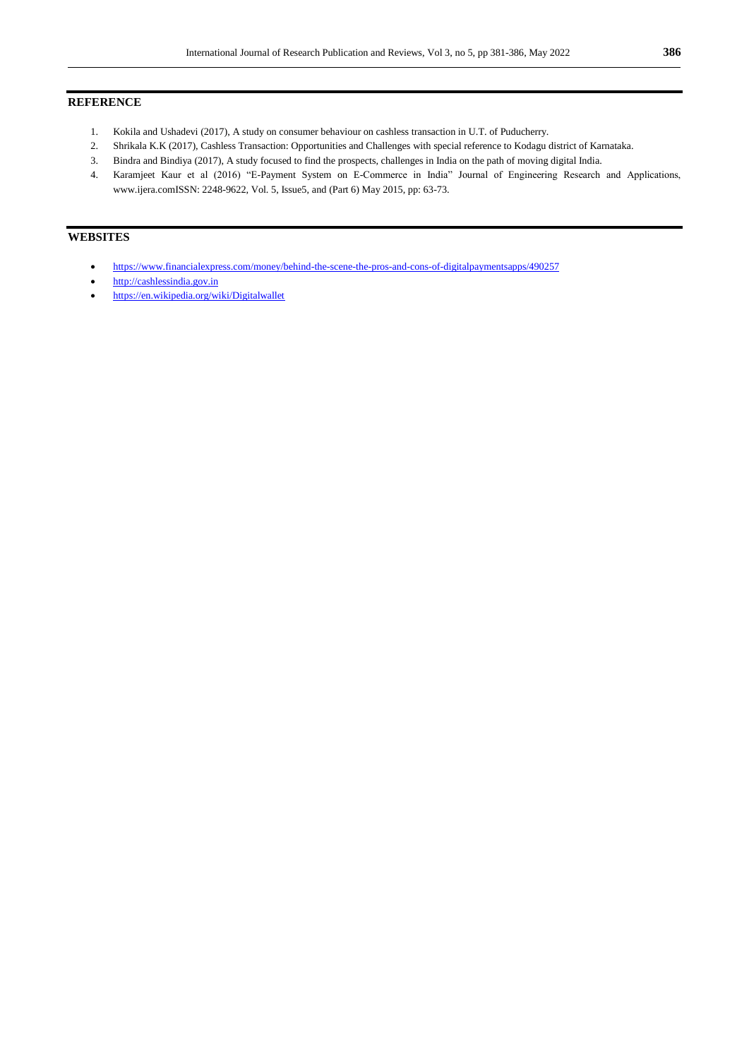## REFERENCE

1. Kokila and Ushadevi (2017), A study on consumer behaviour on cashless transaction in U.T. of Puducherry.
2. Shrikala K.K (2017), Cashless Transaction: Opportunities and Challenges with special reference to Kodagu district of Karnataka.
3. Bindra and Bindiya (2017), A study focused to find the prospects, challenges in India on the path of moving digital India.
4. Karamjeet Kaur et al (2016) "E-Payment System on E-Commerce in India" Journal of Engineering Research and Applications, www.ijera.comISSN: 2248-9622, Vol. 5, Issue5, and (Part 6) May 2015, pp: 63-73.

## WEBSITES

- https://www.financialexpress.com/money/behind-the-scene-the-pros-and-cons-of-digitalpaymentsapps/490257
- http://cashlessindia.gov.in
- https://en.wikipedia.org/wiki/Digitalwallet